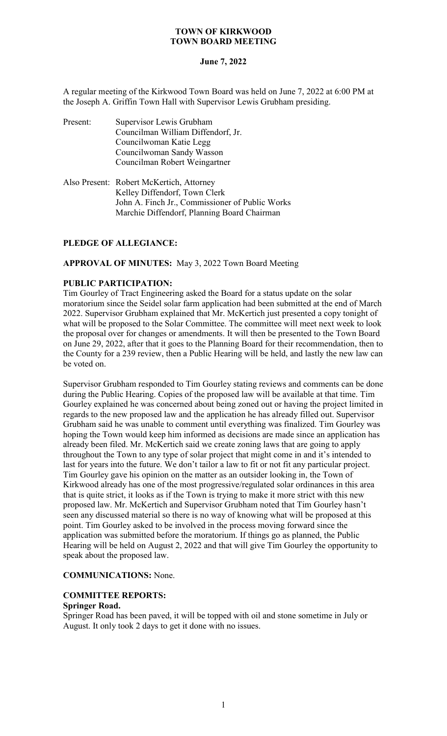# TOWN OF KIRKWOOD
# TOWN BOARD MEETING

**June 7, 2022**

A regular meeting of the Kirkwood Town Board was held on June 7, 2022 at 6:00 PM at the Joseph A. Griffin Town Hall with Supervisor Lewis Grubham presiding.

Present: Supervisor Lewis Grubham
Councilman William Diffendorf, Jr.
Councilwoman Katie Legg
Councilwoman Sandy Wasson
Councilman Robert Weingartner

Also Present: Robert McKertich, Attorney
Kelley Diffendorf, Town Clerk
John A. Finch Jr., Commissioner of Public Works
Marchie Diffendorf, Planning Board Chairman

**PLEDGE OF ALLEGIANCE:**

**APPROVAL OF MINUTES:** May 3, 2022 Town Board Meeting

**PUBLIC PARTICIPATION:**

Tim Gourley of Tract Engineering asked the Board for a status update on the solar moratorium since the Seidel solar farm application had been submitted at the end of March 2022. Supervisor Grubham explained that Mr. McKertich just presented a copy tonight of what will be proposed to the Solar Committee. The committee will meet next week to look the proposal over for changes or amendments. It will then be presented to the Town Board on June 29, 2022, after that it goes to the Planning Board for their recommendation, then to the County for a 239 review, then a Public Hearing will be held, and lastly the new law can be voted on.

Supervisor Grubham responded to Tim Gourley stating reviews and comments can be done during the Public Hearing. Copies of the proposed law will be available at that time. Tim Gourley explained he was concerned about being zoned out or having the project limited in regards to the new proposed law and the application he has already filled out. Supervisor Grubham said he was unable to comment until everything was finalized. Tim Gourley was hoping the Town would keep him informed as decisions are made since an application has already been filed. Mr. McKertich said we create zoning laws that are going to apply throughout the Town to any type of solar project that might come in and it's intended to last for years into the future. We don't tailor a law to fit or not fit any particular project. Tim Gourley gave his opinion on the matter as an outsider looking in, the Town of Kirkwood already has one of the most progressive/regulated solar ordinances in this area that is quite strict, it looks as if the Town is trying to make it more strict with this new proposed law. Mr. McKertich and Supervisor Grubham noted that Tim Gourley hasn't seen any discussed material so there is no way of knowing what will be proposed at this point. Tim Gourley asked to be involved in the process moving forward since the application was submitted before the moratorium. If things go as planned, the Public Hearing will be held on August 2, 2022 and that will give Tim Gourley the opportunity to speak about the proposed law.

**COMMUNICATIONS:** None.

**COMMITTEE REPORTS:**

**Springer Road.**

Springer Road has been paved, it will be topped with oil and stone sometime in July or August. It only took 2 days to get it done with no issues.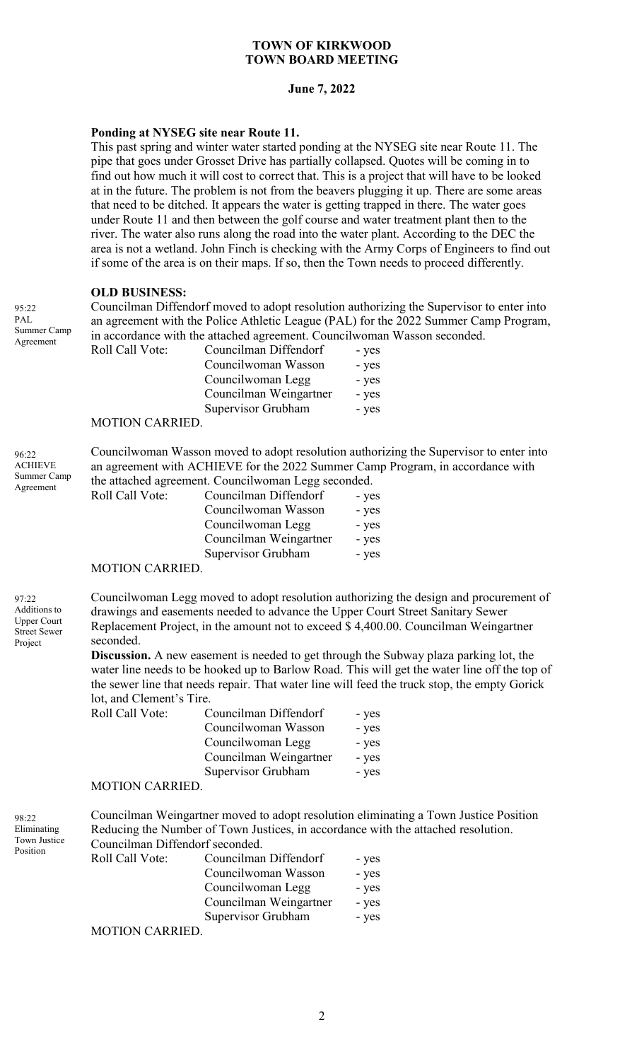**TOWN OF KIRKWOOD**
**TOWN BOARD MEETING**

**June 7, 2022**

**Ponding at NYSEG site near Route 11.**

This past spring and winter water started ponding at the NYSEG site near Route 11. The pipe that goes under Grosset Drive has partially collapsed. Quotes will be coming in to find out how much it will cost to correct that. This is a project that will have to be looked at in the future. The problem is not from the beavers plugging it up. There are some areas that need to be ditched. It appears the water is getting trapped in there. The water goes under Route 11 and then between the golf course and water treatment plant then to the river. The water also runs along the road into the water plant. According to the DEC the area is not a wetland. John Finch is checking with the Army Corps of Engineers to find out if some of the area is on their maps. If so, then the Town needs to proceed differently.

**OLD BUSINESS:**

95:22 PAL Summer Camp Agreement

Councilman Diffendorf moved to adopt resolution authorizing the Supervisor to enter into an agreement with the Police Athletic League (PAL) for the 2022 Summer Camp Program, in accordance with the attached agreement. Councilwoman Wasson seconded.

| Roll Call Vote: | Councilman Diffendorf | - yes |
|---|---|---|
| | Councilwoman Wasson | - yes |
| | Councilwoman Legg | - yes |
| | Councilman Weingartner | - yes |
| | Supervisor Grubham | - yes |

MOTION CARRIED.

96:22 ACHIEVE Summer Camp Agreement

Councilwoman Wasson moved to adopt resolution authorizing the Supervisor to enter into an agreement with ACHIEVE for the 2022 Summer Camp Program, in accordance with the attached agreement. Councilwoman Legg seconded.

| Roll Call Vote: | Councilman Diffendorf | - yes |
|---|---|---|
| | Councilwoman Wasson | - yes |
| | Councilwoman Legg | - yes |
| | Councilman Weingartner | - yes |
| | Supervisor Grubham | - yes |

MOTION CARRIED.

97:22 Additions to Upper Court Street Sewer Project

Councilwoman Legg moved to adopt resolution authorizing the design and procurement of drawings and easements needed to advance the Upper Court Street Sanitary Sewer Replacement Project, in the amount not to exceed \$ 4,400.00. Councilman Weingartner seconded.

**Discussion.** A new easement is needed to get through the Subway plaza parking lot, the water line needs to be hooked up to Barlow Road. This will get the water line off the top of the sewer line that needs repair. That water line will feed the truck stop, the empty Gorick lot, and Clement's Tire.

| Roll Call Vote: | Councilman Diffendorf | - yes |
|---|---|---|
| | Councilwoman Wasson | - yes |
| | Councilwoman Legg | - yes |
| | Councilman Weingartner | - yes |
| | Supervisor Grubham | - yes |

MOTION CARRIED.

98:22 Eliminating Town Justice Position

Councilman Weingartner moved to adopt resolution eliminating a Town Justice Position Reducing the Number of Town Justices, in accordance with the attached resolution. Councilman Diffendorf seconded.

| Roll Call Vote: | Councilman Diffendorf | - yes |
|---|---|---|
| | Councilwoman Wasson | - yes |
| | Councilwoman Legg | - yes |
| | Councilman Weingartner | - yes |
| | Supervisor Grubham | - yes |

MOTION CARRIED.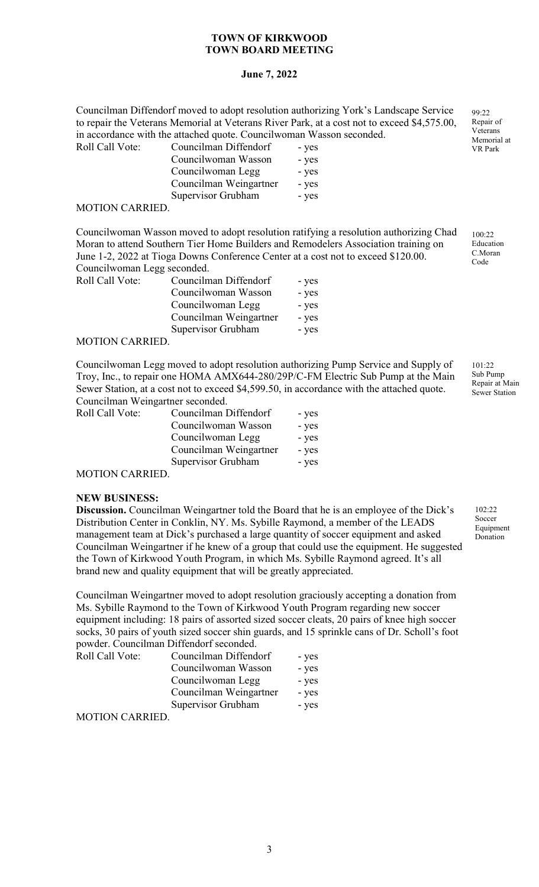**TOWN OF KIRKWOOD**
**TOWN BOARD MEETING**

**June 7, 2022**

Councilman Diffendorf moved to adopt resolution authorizing York's Landscape Service to repair the Veterans Memorial at Veterans River Park, at a cost not to exceed $4,575.00, in accordance with the attached quote. Councilwoman Wasson seconded.

99:22 Repair of Veterans Memorial at VR Park

| Roll Call Vote: | Councilman Diffendorf | - yes |
|---|---|---|
| | Councilwoman Wasson | - yes |
| | Councilwoman Legg | - yes |
| | Councilman Weingartner | - yes |
| | Supervisor Grubham | - yes |

MOTION CARRIED.

Councilwoman Wasson moved to adopt resolution ratifying a resolution authorizing Chad Moran to attend Southern Tier Home Builders and Remodelers Association training on June 1-2, 2022 at Tioga Downs Conference Center at a cost not to exceed $120.00. Councilwoman Legg seconded.

100:22 Education C.Moran Code

| Roll Call Vote: | Councilman Diffendorf | - yes |
|---|---|---|
| | Councilwoman Wasson | - yes |
| | Councilwoman Legg | - yes |
| | Councilman Weingartner | - yes |
| | Supervisor Grubham | - yes |

MOTION CARRIED.

Councilwoman Legg moved to adopt resolution authorizing Pump Service and Supply of Troy, Inc., to repair one HOMA AMX644-280/29P/C-FM Electric Sub Pump at the Main Sewer Station, at a cost not to exceed $4,599.50, in accordance with the attached quote. Councilman Weingartner seconded.

101:22 Sub Pump Repair at Main Sewer Station

| Roll Call Vote: | Councilman Diffendorf | - yes |
|---|---|---|
| | Councilwoman Wasson | - yes |
| | Councilwoman Legg | - yes |
| | Councilman Weingartner | - yes |
| | Supervisor Grubham | - yes |

MOTION CARRIED.

**NEW BUSINESS:**

**Discussion.** Councilman Weingartner told the Board that he is an employee of the Dick's Distribution Center in Conklin, NY. Ms. Sybille Raymond, a member of the LEADS management team at Dick's purchased a large quantity of soccer equipment and asked Councilman Weingartner if he knew of a group that could use the equipment. He suggested the Town of Kirkwood Youth Program, in which Ms. Sybille Raymond agreed. It's all brand new and quality equipment that will be greatly appreciated.

102:22 Soccer Equipment Donation

Councilman Weingartner moved to adopt resolution graciously accepting a donation from Ms. Sybille Raymond to the Town of Kirkwood Youth Program regarding new soccer equipment including: 18 pairs of assorted sized soccer cleats, 20 pairs of knee high soccer socks, 30 pairs of youth sized soccer shin guards, and 15 sprinkle cans of Dr. Scholl's foot powder. Councilman Diffendorf seconded.

| Roll Call Vote: | Councilman Diffendorf | - yes |
|---|---|---|
| | Councilwoman Wasson | - yes |
| | Councilwoman Legg | - yes |
| | Councilman Weingartner | - yes |
| | Supervisor Grubham | - yes |

MOTION CARRIED.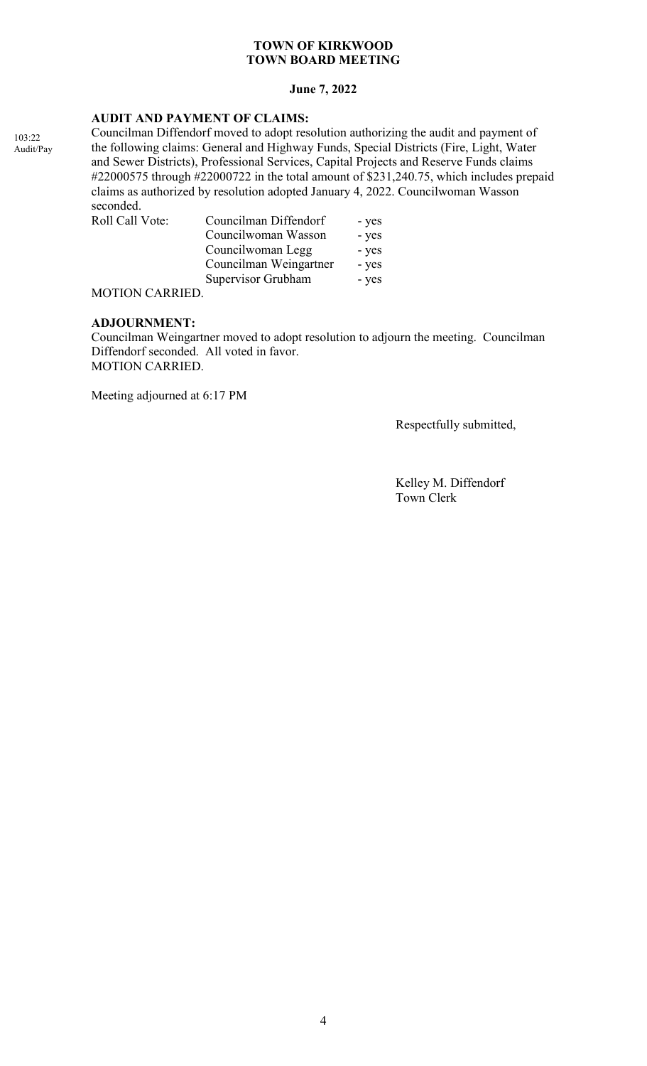**TOWN OF KIRKWOOD**
**TOWN BOARD MEETING**

**June 7, 2022**

**AUDIT AND PAYMENT OF CLAIMS:**

103:22
Audit/Pay

Councilman Diffendorf moved to adopt resolution authorizing the audit and payment of the following claims: General and Highway Funds, Special Districts (Fire, Light, Water and Sewer Districts), Professional Services, Capital Projects and Reserve Funds claims #22000575 through #22000722 in the total amount of $231,240.75, which includes prepaid claims as authorized by resolution adopted January 4, 2022. Councilwoman Wasson seconded.

| | | |
|---|---|---|
| Roll Call Vote: | Councilman Diffendorf | - yes |
| | Councilwoman Wasson | - yes |
| | Councilwoman Legg | - yes |
| | Councilman Weingartner | - yes |
| | Supervisor Grubham | - yes |

MOTION CARRIED.

**ADJOURNMENT:**

Councilman Weingartner moved to adopt resolution to adjourn the meeting. Councilman Diffendorf seconded. All voted in favor.
MOTION CARRIED.

Meeting adjourned at 6:17 PM

Respectfully submitted,

Kelley M. Diffendorf
Town Clerk